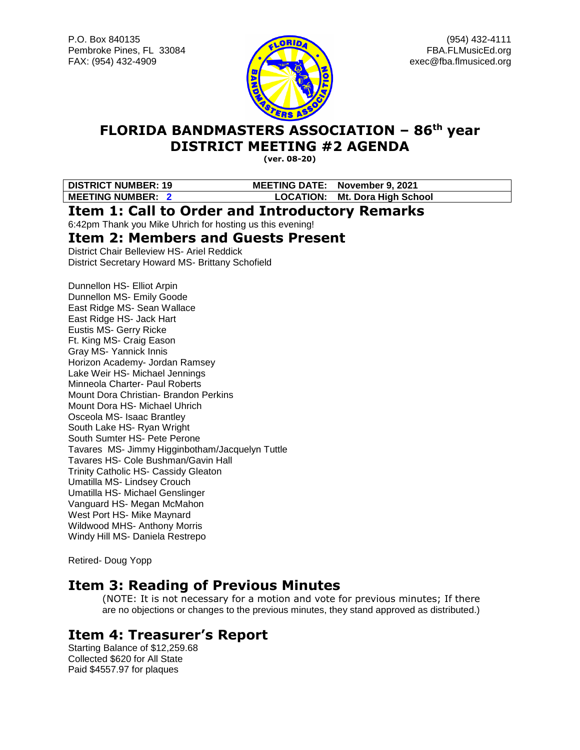P.O. Box 840135
Pembroke Pines, FL 33084
FAX: (954) 432-4909

(954) 432-4111
FBA.FLMusicEd.org
exec@fba.flmusiced.org

# FLORIDA BANDMASTERS ASSOCIATION – 86th year
# DISTRICT MEETING #2 AGENDA

(ver. 08-20)

| DISTRICT NUMBER: 19 | MEETING DATE: November 9, 2021 |
|---|---|
| MEETING NUMBER: 2 | LOCATION: Mt. Dora High School |

## Item 1: Call to Order and Introductory Remarks

6:42pm Thank you Mike Uhrich for hosting us this evening!

## Item 2: Members and Guests Present

District Chair Belleview HS- Ariel Reddick
District Secretary Howard MS- Brittany Schofield

Dunnellon HS- Elliot Arpin
Dunnellon MS- Emily Goode
East Ridge MS- Sean Wallace
East Ridge HS- Jack Hart
Eustis MS- Gerry Ricke
Ft. King MS- Craig Eason
Gray MS- Yannick Innis
Horizon Academy- Jordan Ramsey
Lake Weir HS- Michael Jennings
Minneola Charter- Paul Roberts
Mount Dora Christian- Brandon Perkins
Mount Dora HS- Michael Uhrich
Osceola MS- Isaac Brantley
South Lake HS- Ryan Wright
South Sumter HS- Pete Perone
Tavares MS- Jimmy Higginbotham/Jacquelyn Tuttle
Tavares HS- Cole Bushman/Gavin Hall
Trinity Catholic HS- Cassidy Gleaton
Umatilla MS- Lindsey Crouch
Umatilla HS- Michael Genslinger
Vanguard HS- Megan McMahon
West Port HS- Mike Maynard
Wildwood MHS- Anthony Morris
Windy Hill MS- Daniela Restrepo

Retired- Doug Yopp

## Item 3: Reading of Previous Minutes

(NOTE: It is not necessary for a motion and vote for previous minutes; If there are no objections or changes to the previous minutes, they stand approved as distributed.)

## Item 4: Treasurer's Report

Starting Balance of $12,259.68
Collected $620 for All State
Paid $4557.97 for plaques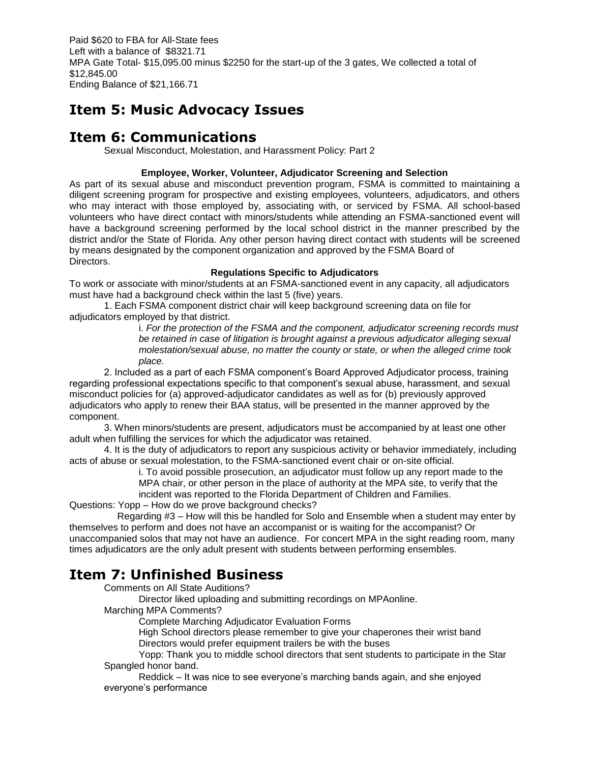Paid $620 to FBA for All-State fees
Left with a balance of $8321.71
MPA Gate Total- $15,095.00 minus $2250 for the start-up of the 3 gates, We collected a total of $12,845.00
Ending Balance of $21,166.71

# Item 5: Music Advocacy Issues

# Item 6: Communications

Sexual Misconduct, Molestation, and Harassment Policy: Part 2

**Employee, Worker, Volunteer, Adjudicator Screening and Selection**

As part of its sexual abuse and misconduct prevention program, FSMA is committed to maintaining a diligent screening program for prospective and existing employees, volunteers, adjudicators, and others who may interact with those employed by, associating with, or serviced by FSMA. All school-based volunteers who have direct contact with minors/students while attending an FSMA-sanctioned event will have a background screening performed by the local school district in the manner prescribed by the district and/or the State of Florida. Any other person having direct contact with students will be screened by means designated by the component organization and approved by the FSMA Board of Directors.

**Regulations Specific to Adjudicators**

To work or associate with minor/students at an FSMA-sanctioned event in any capacity, all adjudicators must have had a background check within the last 5 (five) years.

1. Each FSMA component district chair will keep background screening data on file for adjudicators employed by that district.

   i. *For the protection of the FSMA and the component, adjudicator screening records must be retained in case of litigation is brought against a previous adjudicator alleging sexual molestation/sexual abuse, no matter the county or state, or when the alleged crime took place.*

2. Included as a part of each FSMA component's Board Approved Adjudicator process, training regarding professional expectations specific to that component's sexual abuse, harassment, and sexual misconduct policies for (a) approved-adjudicator candidates as well as for (b) previously approved adjudicators who apply to renew their BAA status, will be presented in the manner approved by the component.

3. When minors/students are present, adjudicators must be accompanied by at least one other adult when fulfilling the services for which the adjudicator was retained.

4. It is the duty of adjudicators to report any suspicious activity or behavior immediately, including acts of abuse or sexual molestation, to the FSMA-sanctioned event chair or on-site official.

   i. To avoid possible prosecution, an adjudicator must follow up any report made to the MPA chair, or other person in the place of authority at the MPA site, to verify that the incident was reported to the Florida Department of Children and Families.

Questions: Yopp – How do we prove background checks?

Regarding #3 – How will this be handled for Solo and Ensemble when a student may enter by themselves to perform and does not have an accompanist or is waiting for the accompanist? Or unaccompanied solos that may not have an audience. For concert MPA in the sight reading room, many times adjudicators are the only adult present with students between performing ensembles.

# Item 7: Unfinished Business

Comments on All State Auditions?

Director liked uploading and submitting recordings on MPAonline.

Marching MPA Comments?

Complete Marching Adjudicator Evaluation Forms

High School directors please remember to give your chaperones their wrist band

Directors would prefer equipment trailers be with the buses

Yopp: Thank you to middle school directors that sent students to participate in the Star Spangled honor band.

Reddick – It was nice to see everyone's marching bands again, and she enjoyed everyone's performance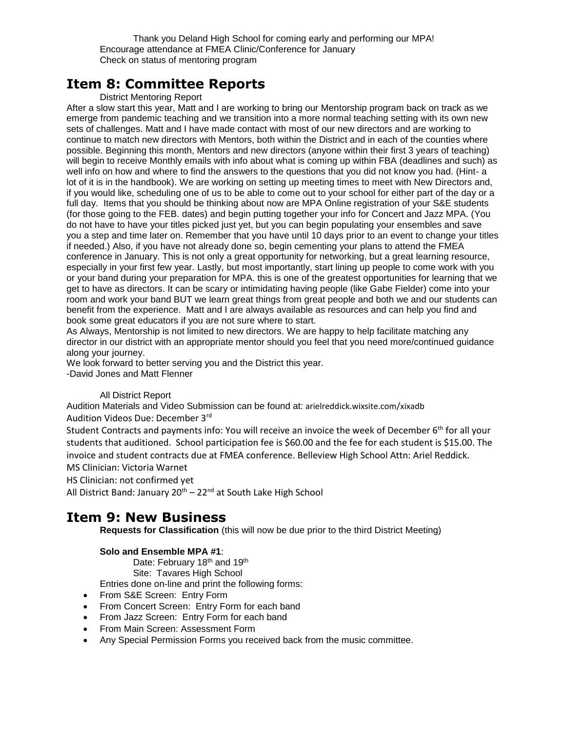Thank you Deland High School for coming early and performing our MPA!

Encourage attendance at FMEA Clinic/Conference for January

Check on status of mentoring program

## Item 8: Committee Reports

District Mentoring Report

After a slow start this year, Matt and I are working to bring our Mentorship program back on track as we emerge from pandemic teaching and we transition into a more normal teaching setting with its own new sets of challenges. Matt and I have made contact with most of our new directors and are working to continue to match new directors with Mentors, both within the District and in each of the counties where possible. Beginning this month, Mentors and new directors (anyone within their first 3 years of teaching) will begin to receive Monthly emails with info about what is coming up within FBA (deadlines and such) as well info on how and where to find the answers to the questions that you did not know you had. (Hint- a lot of it is in the handbook). We are working on setting up meeting times to meet with New Directors and, if you would like, scheduling one of us to be able to come out to your school for either part of the day or a full day. Items that you should be thinking about now are MPA Online registration of your S&E students (for those going to the FEB. dates) and begin putting together your info for Concert and Jazz MPA. (You do not have to have your titles picked just yet, but you can begin populating your ensembles and save you a step and time later on. Remember that you have until 10 days prior to an event to change your titles if needed.) Also, if you have not already done so, begin cementing your plans to attend the FMEA conference in January. This is not only a great opportunity for networking, but a great learning resource, especially in your first few year. Lastly, but most importantly, start lining up people to come work with you or your band during your preparation for MPA. this is one of the greatest opportunities for learning that we get to have as directors. It can be scary or intimidating having people (like Gabe Fielder) come into your room and work your band BUT we learn great things from great people and both we and our students can benefit from the experience. Matt and I are always available as resources and can help you find and book some great educators if you are not sure where to start.

As Always, Mentorship is not limited to new directors. We are happy to help facilitate matching any director in our district with an appropriate mentor should you feel that you need more/continued guidance along your journey.

We look forward to better serving you and the District this year.

-David Jones and Matt Flenner

All District Report

Audition Materials and Video Submission can be found at: arielreddick.wixsite.com/xixadb

Audition Videos Due: December 3rd

Student Contracts and payments info: You will receive an invoice the week of December 6th for all your students that auditioned. School participation fee is $60.00 and the fee for each student is $15.00. The invoice and student contracts due at FMEA conference. Belleview High School Attn: Ariel Reddick.

MS Clinician: Victoria Warnet

HS Clinician: not confirmed yet

All District Band: January 20th – 22nd at South Lake High School

## Item 9: New Business

**Requests for Classification** (this will now be due prior to the third District Meeting)

**Solo and Ensemble MPA #1**:

Date: February 18th and 19th

Site: Tavares High School

Entries done on-line and print the following forms:

- From S&E Screen: Entry Form
- From Concert Screen: Entry Form for each band
- From Jazz Screen: Entry Form for each band
- From Main Screen: Assessment Form
- Any Special Permission Forms you received back from the music committee.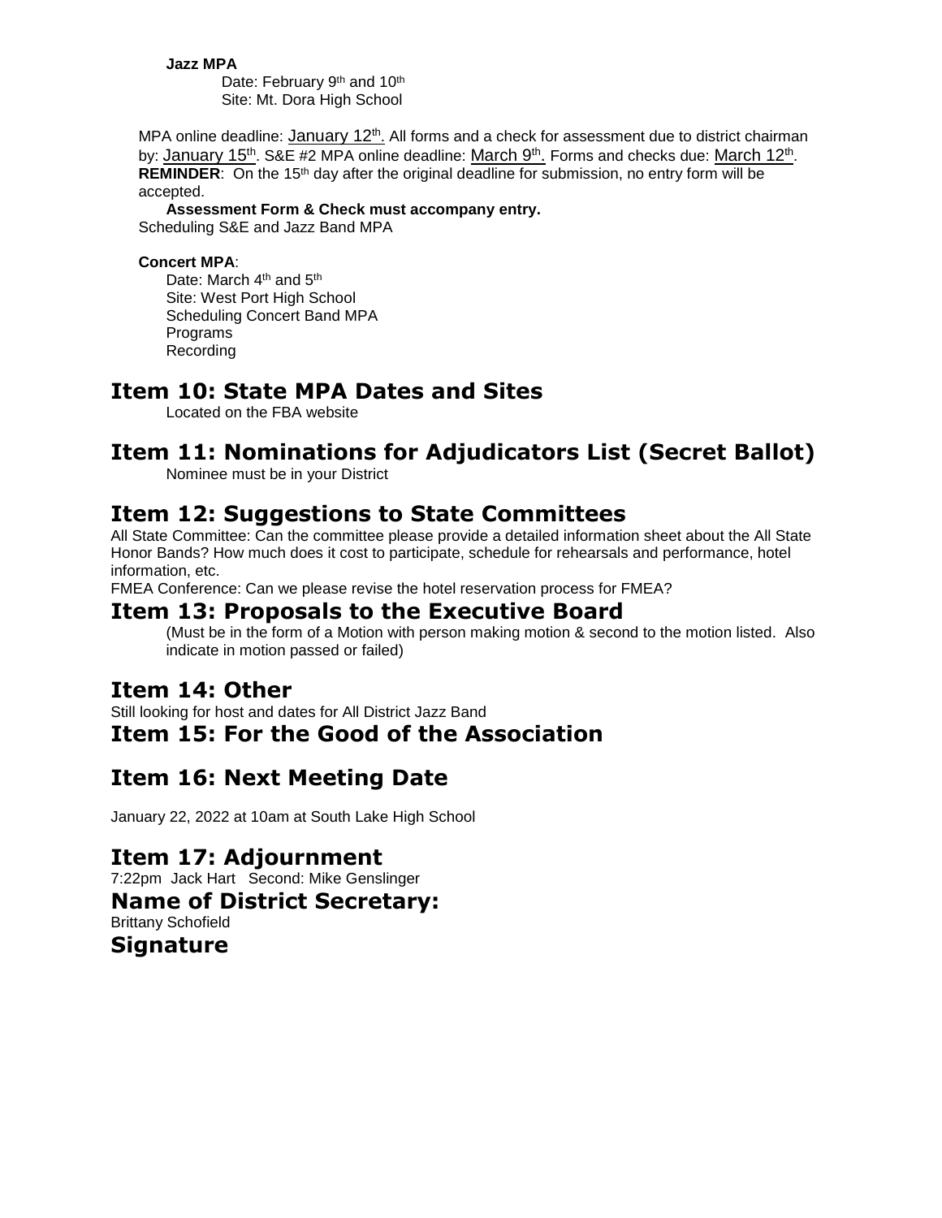**Jazz MPA**

Date: February 9th and 10th

Site: Mt. Dora High School

MPA online deadline: January 12th. All forms and a check for assessment due to district chairman by: January 15th. S&E #2 MPA online deadline: March 9th. Forms and checks due: March 12th. **REMINDER**: On the 15th day after the original deadline for submission, no entry form will be accepted.

**Assessment Form & Check must accompany entry.**

Scheduling S&E and Jazz Band MPA

**Concert MPA**:

Date: March 4th and 5th

Site: West Port High School

Scheduling Concert Band MPA

Programs

Recording

## Item 10: State MPA Dates and Sites

Located on the FBA website

## Item 11: Nominations for Adjudicators List (Secret Ballot)

Nominee must be in your District

## Item 12: Suggestions to State Committees

All State Committee: Can the committee please provide a detailed information sheet about the All State Honor Bands? How much does it cost to participate, schedule for rehearsals and performance, hotel information, etc.

FMEA Conference: Can we please revise the hotel reservation process for FMEA?

## Item 13: Proposals to the Executive Board

(Must be in the form of a Motion with person making motion & second to the motion listed. Also indicate in motion passed or failed)

## Item 14: Other

Still looking for host and dates for All District Jazz Band

## Item 15: For the Good of the Association

## Item 16: Next Meeting Date

January 22, 2022 at 10am at South Lake High School

## Item 17: Adjournment

7:22pm Jack Hart Second: Mike Genslinger

## Name of District Secretary:

Brittany Schofield

## Signature